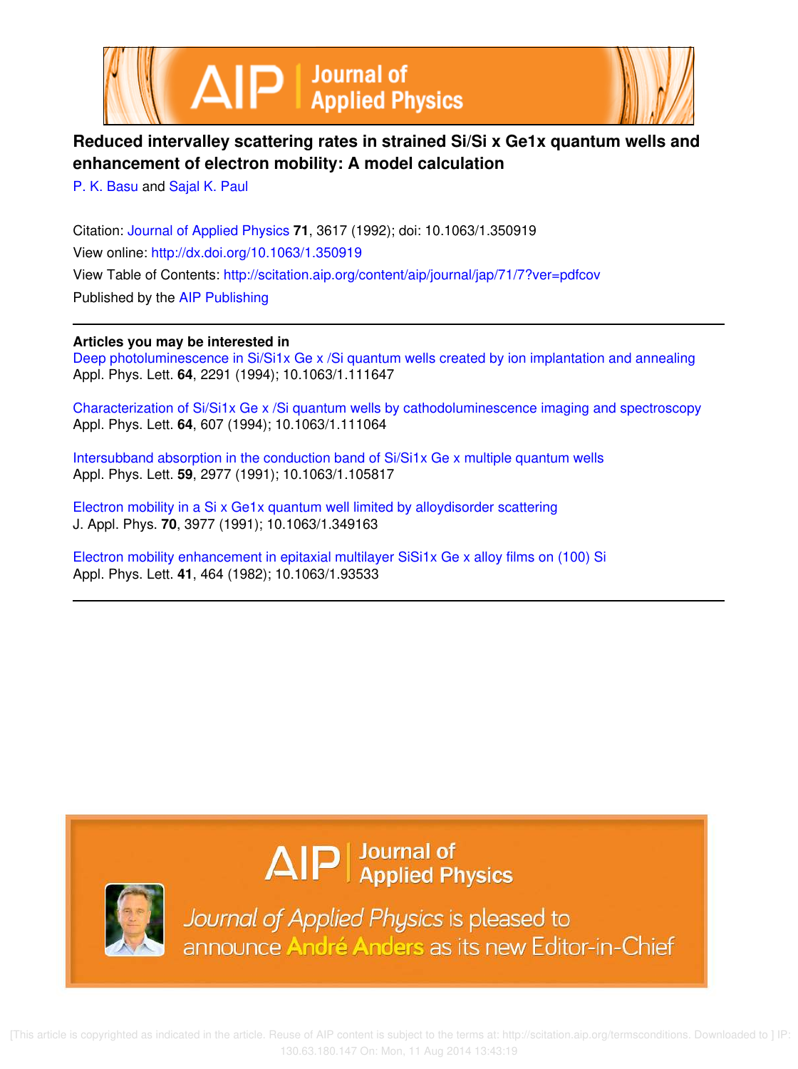# Reduced intervalley scattering rates in strained Si/Si x Ge1x quantum wells and enhancement of electron mobility: A model calculation

P. K. Basu and Sajal K. Paul

Citation: Journal of Applied Physics **71**, 3617 (1992); doi: 10.1063/1.350919

View online: http://dx.doi.org/10.1063/1.350919

View Table of Contents: http://scitation.aip.org/content/aip/journal/jap/71/7?ver=pdfcov

Published by the AIP Publishing

---

**Articles you may be interested in**

Deep photoluminescence in Si/Si1x Ge x /Si quantum wells created by ion implantation and annealing
Appl. Phys. Lett. **64**, 2291 (1994); 10.1063/1.111647

Characterization of Si/Si1x Ge x /Si quantum wells by cathodoluminescence imaging and spectroscopy
Appl. Phys. Lett. **64**, 607 (1994); 10.1063/1.111064

Intersubband absorption in the conduction band of Si/Si1x Ge x multiple quantum wells
Appl. Phys. Lett. **59**, 2977 (1991); 10.1063/1.105817

Electron mobility in a Si x Ge1x quantum well limited by alloydisorder scattering
J. Appl. Phys. **70**, 3977 (1991); 10.1063/1.349163

Electron mobility enhancement in epitaxial multilayer SiSi1x Ge x alloy films on (100) Si
Appl. Phys. Lett. **41**, 464 (1982); 10.1063/1.93533

---

Journal of Applied Physics is pleased to announce André Anders as its new Editor-in-Chief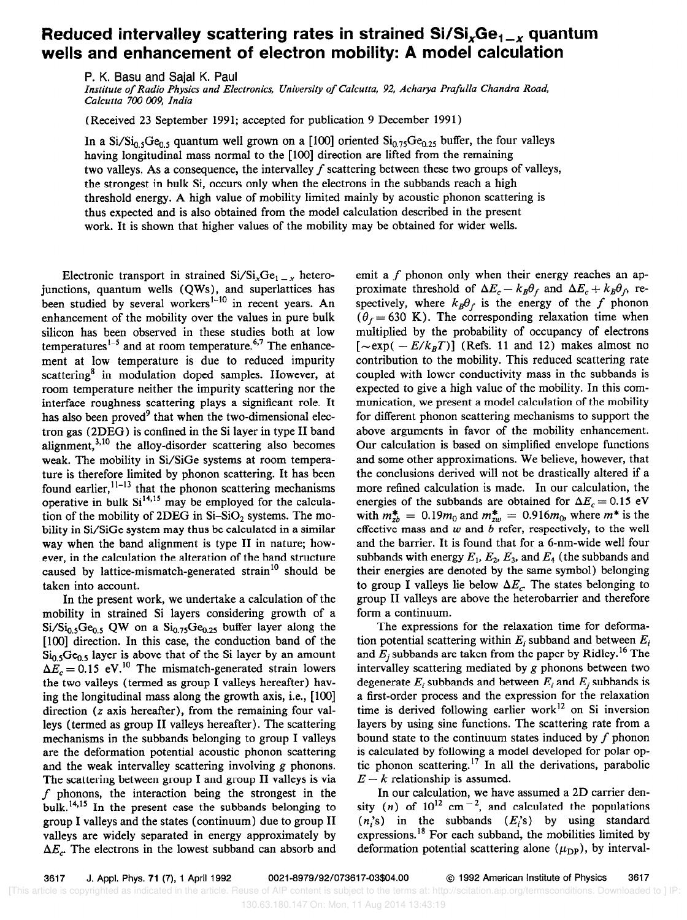# Reduced intervalley scattering rates in strained $Si/Si_xGe_{1-x}$ quantum wells and enhancement of electron mobility: A model calculation

P. K. Basu and Sajal K. Paul

*Institute of Radio Physics and Electronics, University of Calcutta, 92, Acharya Prafulla Chandra Road, Calcutta 700 009, India*

(Received 23 September 1991; accepted for publication 9 December 1991)

In a $Si/Si_{0.5}Ge_{0.5}$ quantum well grown on a [100] oriented $Si_{0.75}Ge_{0.25}$ buffer, the four valleys having longitudinal mass normal to the [100] direction are lifted from the remaining two valleys. As a consequence, the intervalley $f$ scattering between these two groups of valleys, the strongest in bulk Si, occurs only when the electrons in the subbands reach a high threshold energy. A high value of mobility limited mainly by acoustic phonon scattering is thus expected and is also obtained from the model calculation described in the present work. It is shown that higher values of the mobility may be obtained for wider wells.

Electronic transport in strained $Si/Si_xGe_{1-x}$ heterojunctions, quantum wells (QWs), and superlattices has been studied by several workers[1–10] in recent years. An enhancement of the mobility over the values in pure bulk silicon has been observed in these studies both at low temperatures[1–5] and at room temperature.[6,7] The enhancement at low temperature is due to reduced impurity scattering[8] in modulation doped samples. However, at room temperature neither the impurity scattering nor the interface roughness scattering plays a significant role. It has also been proved[9] that when the two-dimensional electron gas (2DEG) is confined in the Si layer in type II band alignment,[3,10] the alloy-disorder scattering also becomes weak. The mobility in Si/SiGe systems at room temperature is therefore limited by phonon scattering. It has been found earlier,[11–13] that the phonon scattering mechanisms operative in bulk Si[14,15] may be employed for the calculation of the mobility of 2DEG in $Si–SiO_2$ systems. The mobility in Si/SiGe system may thus be calculated in a similar way when the band alignment is type II in nature; however, in the calculation the alteration of the band structure caused by lattice-mismatch-generated strain[10] should be taken into account.

In the present work, we undertake a calculation of the mobility in strained Si layers considering growth of a $Si/Si_{0.5}Ge_{0.5}$ QW on a $Si_{0.75}Ge_{0.25}$ buffer layer along the [100] direction. In this case, the conduction band of the $Si_{0.5}Ge_{0.5}$ layer is above that of the Si layer by an amount $\Delta E_c = 0.15$ eV.[10] The mismatch-generated strain lowers the two valleys (termed as group I valleys hereafter) having the longitudinal mass along the growth axis, i.e., [100] direction ($z$ axis hereafter), from the remaining four valleys (termed as group II valleys hereafter). The scattering mechanisms in the subbands belonging to group I valleys are the deformation potential acoustic phonon scattering and the weak intervalley scattering involving $g$ phonons. The scattering between group I and group II valleys is via $f$ phonons, the interaction being the strongest in the bulk.[14,15] In the present case the subbands belonging to group I valleys and the states (continuum) due to group II valleys are widely separated in energy approximately by $\Delta E_c$. The electrons in the lowest subband can absorb and emit a $f$ phonon only when their energy reaches an approximate threshold of $\Delta E_c - k_B\theta_f$ and $\Delta E_c + k_B\theta_f$, respectively, where $k_B\theta_f$ is the energy of the $f$ phonon ($\theta_f = 630$ K). The corresponding relaxation time when multiplied by the probability of occupancy of electrons [$\sim\exp(-E/k_BT)$] (Refs. 11 and 12) makes almost no contribution to the mobility. This reduced scattering rate coupled with lower conductivity mass in the subbands is expected to give a high value of the mobility. In this communication, we present a model calculation of the mobility for different phonon scattering mechanisms to support the above arguments in favor of the mobility enhancement. Our calculation is based on simplified envelope functions and some other approximations. We believe, however, that the conclusions derived will not be drastically altered if a more refined calculation is made. In our calculation, the energies of the subbands are obtained for $\Delta E_c = 0.15$ eV with $m^*_{zb} = 0.19m_0$ and $m^*_{zw} = 0.916m_0$, where $m^*$ is the effective mass and $w$ and $b$ refer, respectively, to the well and the barrier. It is found that for a 6-nm-wide well four subbands with energy $E_1$, $E_2$, $E_3$, and $E_4$ (the subbands and their energies are denoted by the same symbol) belonging to group I valleys lie below $\Delta E_c$. The states belonging to group II valleys are above the heterobarrier and therefore form a continuum.

The expressions for the relaxation time for deformation potential scattering within $E_i$ subband and between $E_i$ and $E_j$ subbands are taken from the paper by Ridley.[16] The intervalley scattering mediated by $g$ phonons between two degenerate $E_i$ subbands and between $E_i$ and $E_j$ subbands is a first-order process and the expression for the relaxation time is derived following earlier work[12] on Si inversion layers by using sine functions. The scattering rate from a bound state to the continuum states induced by $f$ phonon is calculated by following a model developed for polar optic phonon scattering.[17] In all the derivations, parabolic $E-k$ relationship is assumed.

In our calculation, we have assumed a 2D carrier density ($n$) of $10^{12}$ $cm^{-2}$, and calculated the populations ($n_i$'s) in the subbands ($E_i$'s) by using standard expressions.[18] For each subband, the mobilities limited by deformation potential scattering alone ($\mu_{DP}$), by interval-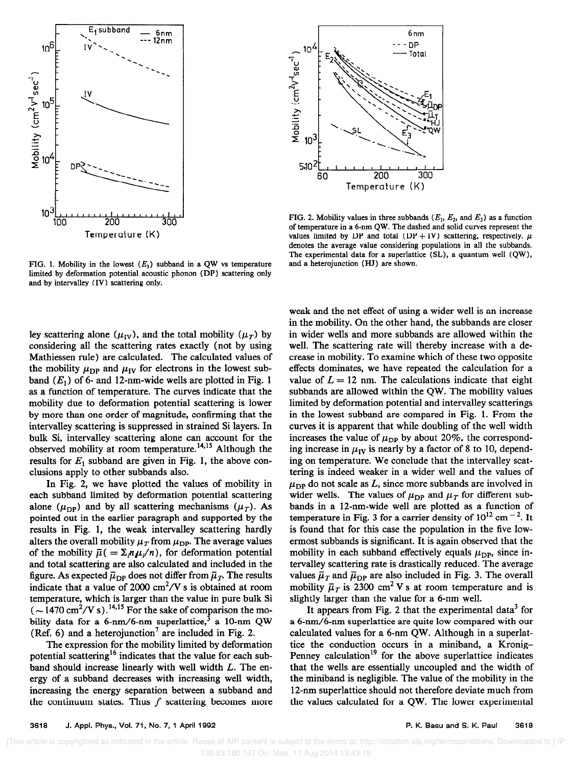FIG. 1. Mobility in the lowest ($E_1$) subband in a QW vs temperature limited by deformation potential acoustic phonon (DP) scattering only and by intervalley (IV) scattering only.

FIG. 2. Mobility values in three subbands ($E_1$, $E_2$, and $E_3$) as a function of temperature in a 6-nm QW. The dashed and solid curves represent the values limited by DP and total (DP + IV) scattering, respectively. $\bar{\mu}$ denotes the average value considering populations in all the subbands. The experimental data for a superlattice (SL), a quantum well (QW), and a heterojunction (HJ) are shown.

ley scattering alone ($\mu_{IV}$), and the total mobility ($\mu_T$) by considering all the scattering rates exactly (not by using Mathiessen rule) are calculated. The calculated values of the mobility $\mu_{DP}$ and $\mu_{IV}$ for electrons in the lowest subband ($E_1$) of 6- and 12-nm-wide wells are plotted in Fig. 1 as a function of temperature. The curves indicate that the mobility due to deformation potential scattering is lower by more than one order of magnitude, confirming that the intervalley scattering is suppressed in strained Si layers. In bulk Si, intervalley scattering alone can account for the observed mobility at room temperature.[14,15] Although the results for $E_1$ subband are given in Fig. 1, the above conclusions apply to other subbands also.

In Fig. 2, we have plotted the values of mobility in each subband limited by deformation potential scattering alone ($\mu_{DP}$) and by all scattering mechanisms ($\mu_T$). As pointed out in the earlier paragraph and supported by the results in Fig. 1, the weak intervalley scattering hardly alters the overall mobility $\mu_T$ from $\mu_{DP}$. The average values of the mobility $\bar{\mu}(=\Sigma_i n_i \mu_i / n)$, for deformation potential and total scattering are also calculated and included in the figure. As expected $\bar{\mu}_{DP}$ does not differ from $\bar{\mu}_T$. The results indicate that a value of 2000 $cm^2/V\,s$ is obtained at room temperature, which is larger than the value in pure bulk Si ($\sim 1470\ cm^2/V\,s$).[14,15] For the sake of comparison the mobility data for a 6-nm/6-nm superlattice,[3] a 10-nm QW (Ref. 6) and a heterojunction[7] are included in Fig. 2.

The expression for the mobility limited by deformation potential scattering[16] indicates that the value for each subband should increase linearly with well width $L$. The energy of a subband decreases with increasing well width, increasing the energy separation between a subband and the continuum states. Thus $f$ scattering becomes more weak and the net effect of using a wider well is an increase in the mobility. On the other hand, the subbands are closer in wider wells and more subbands are allowed within the well. The scattering rate will thereby increase with a decrease in mobility. To examine which of these two opposite effects dominates, we have repeated the calculation for a value of $L = 12$ nm. The calculations indicate that eight subbands are allowed within the QW. The mobility values limited by deformation potential and intervalley scatterings in the lowest subband are compared in Fig. 1. From the curves it is apparent that while doubling of the well width increases the value of $\mu_{DP}$ by about 20%, the corresponding increase in $\mu_{IV}$ is nearly by a factor of 8 to 10, depending on temperature. We conclude that the intervalley scattering is indeed weaker in a wider well and the values of $\mu_{DP}$ do not scale as $L$, since more subbands are involved in wider wells. The values of $\mu_{DP}$ and $\mu_T$ for different subbands in a 12-nm-wide well are plotted as a function of temperature in Fig. 3 for a carrier density of $10^{12}\ cm^{-2}$. It is found that for this case the population in the five lowermost subbands is significant. It is again observed that the mobility in each subband effectively equals $\mu_{DP}$, since intervalley scattering rate is also drastically reduced. The average values $\bar{\mu}_T$ and $\bar{\mu}_{DP}$ are also included in Fig. 3. The overall mobility $\bar{\mu}_T$ is 2300 $cm^2\,V\,s$ at room temperature and is slightly larger than the value for a 6-nm well.

It appears from Fig. 2 that the experimental data[3] for a 6-nm/6-nm superlattice are quite low compared with our calculated values for a 6-nm QW. Although in a superlattice the conduction occurs in a miniband, a Kronig–Penney calculation[19] for the above superlattice indicates that the wells are essentially uncoupled and the width of the miniband is negligible. The value of the mobility in the 12-nm superlattice should not therefore deviate much from the values calculated for a QW. The lower experimental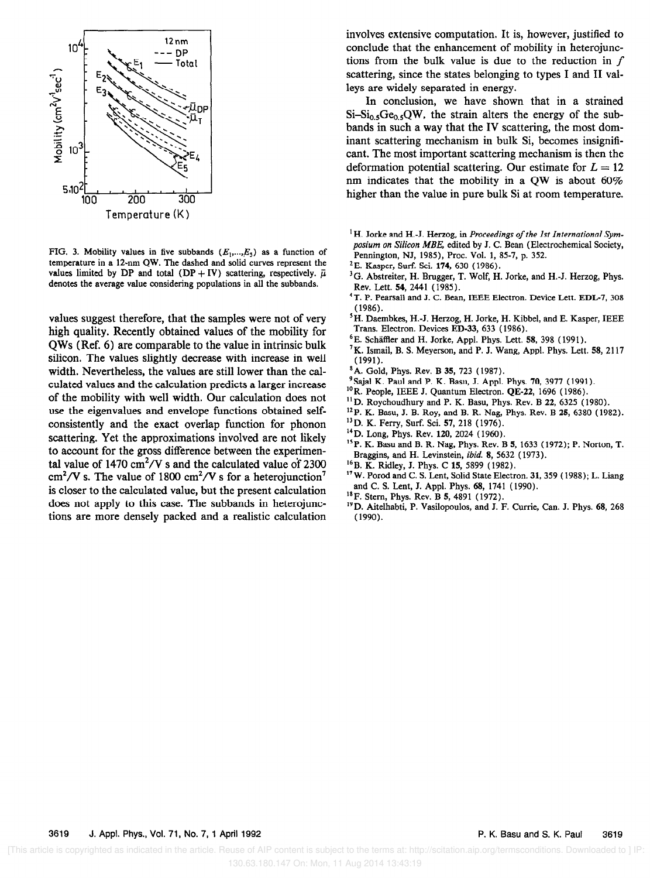12 nm

--- DP

— Total

$E_1$

$E_2$

$E_3$

$\bar{\mu}_{DP}$

$\bar{\mu}_T$

$E_4$

$E_5$

$10^4$

$10^3$

$5{\cdot}10^2$

Mobility (cm$^2$V$^{-1}$sec$^{-1}$)

100 200 300

Temperature (K)

FIG. 3. Mobility values in five subbands ($E_1,\ldots,E_5$) as a function of temperature in a 12-nm QW. The dashed and solid curves represent the values limited by DP and total (DP + IV) scattering, respectively. $\bar{\mu}$ denotes the average value considering populations in all the subbands.

values suggest therefore, that the samples were not of very high quality. Recently obtained values of the mobility for QWs (Ref. 6) are comparable to the value in intrinsic bulk silicon. The values slightly decrease with increase in well width. Nevertheless, the values are still lower than the calculated values and the calculation predicts a larger increase of the mobility with well width. Our calculation does not use the eigenvalues and envelope functions obtained self-consistently and the exact overlap function for phonon scattering. Yet the approximations involved are not likely to account for the gross difference between the experimental value of 1470 cm$^2$/V s and the calculated value of 2300 cm$^2$/V s. The value of 1800 cm$^2$/V s for a heterojunction[7] is closer to the calculated value, but the present calculation does not apply to this case. The subbands in heterojunctions are more densely packed and a realistic calculation involves extensive computation. It is, however, justified to conclude that the enhancement of mobility in heterojunctions from the bulk value is due to the reduction in $f$ scattering, since the states belonging to types I and II valleys are widely separated in energy.

In conclusion, we have shown that in a strained Si–$Si_{0.5}Ge_{0.5}$QW, the strain alters the energy of the subbands in such a way that the IV scattering, the most dominant scattering mechanism in bulk Si, becomes insignificant. The most important scattering mechanism is then the deformation potential scattering. Our estimate for $L = 12$ nm indicates that the mobility in a QW is about 60% higher than the value in pure bulk Si at room temperature.

[1] H. Jorke and H.-J. Herzog, in *Proceedings of the 1st International Symposium on Silicon MBE*, edited by J. C. Bean (Electrochemical Society, Pennington, NJ, 1985), Proc. Vol. 1, 85-7, p. 352.

[2] E. Kasper, Surf. Sci. **174**, 630 (1986).

[3] G. Abstreiter, H. Brugger, T. Wolf, H. Jorke, and H.-J. Herzog, Phys. Rev. Lett. **54**, 2441 (1985).

[4] T. P. Pearsall and J. C. Bean, IEEE Electron. Device Lett. **EDL-7**, 308 (1986).

[5] H. Daembkes, H.-J. Herzog, H. Jorke, H. Kibbel, and E. Kasper, IEEE Trans. Electron. Devices **ED-33**, 633 (1986).

[6] E. Schäffler and H. Jorke, Appl. Phys. Lett. **58**, 398 (1991).

[7] K. Ismail, B. S. Meyerson, and P. J. Wang, Appl. Phys. Lett. **58**, 2117 (1991).

[8] A. Gold, Phys. Rev. B **35**, 723 (1987).

[9] Sajal K. Paul and P. K. Basu, J. Appl. Phys. **70**, 3977 (1991).

[10] R. People, IEEE J. Quantum Electron. **QE-22**, 1696 (1986).

[11] D. Roychoudhury and P. K. Basu, Phys. Rev. B **22**, 6325 (1980).

[12] P. K. Basu, J. B. Roy, and B. R. Nag, Phys. Rev. B **25**, 6380 (1982).

[13] D. K. Ferry, Surf. Sci. **57**, 218 (1976).

[14] D. Long, Phys. Rev. **120**, 2024 (1960).

[15] P. K. Basu and B. R. Nag, Phys. Rev. B **5**, 1633 (1972); P. Norton, T. Braggins, and H. Levinstein, *ibid.* **8**, 5632 (1973).

[16] B. K. Ridley, J. Phys. C **15**, 5899 (1982).

[17] W. Porod and C. S. Lent, Solid State Electron. **31**, 359 (1988); L. Liang and C. S. Lent, J. Appl. Phys. **68**, 1741 (1990).

[18] F. Stern, Phys. Rev. B **5**, 4891 (1972).

[19] D. Aitelhabti, P. Vasilopoulos, and J. F. Currie, Can. J. Phys. **68**, 268 (1990).